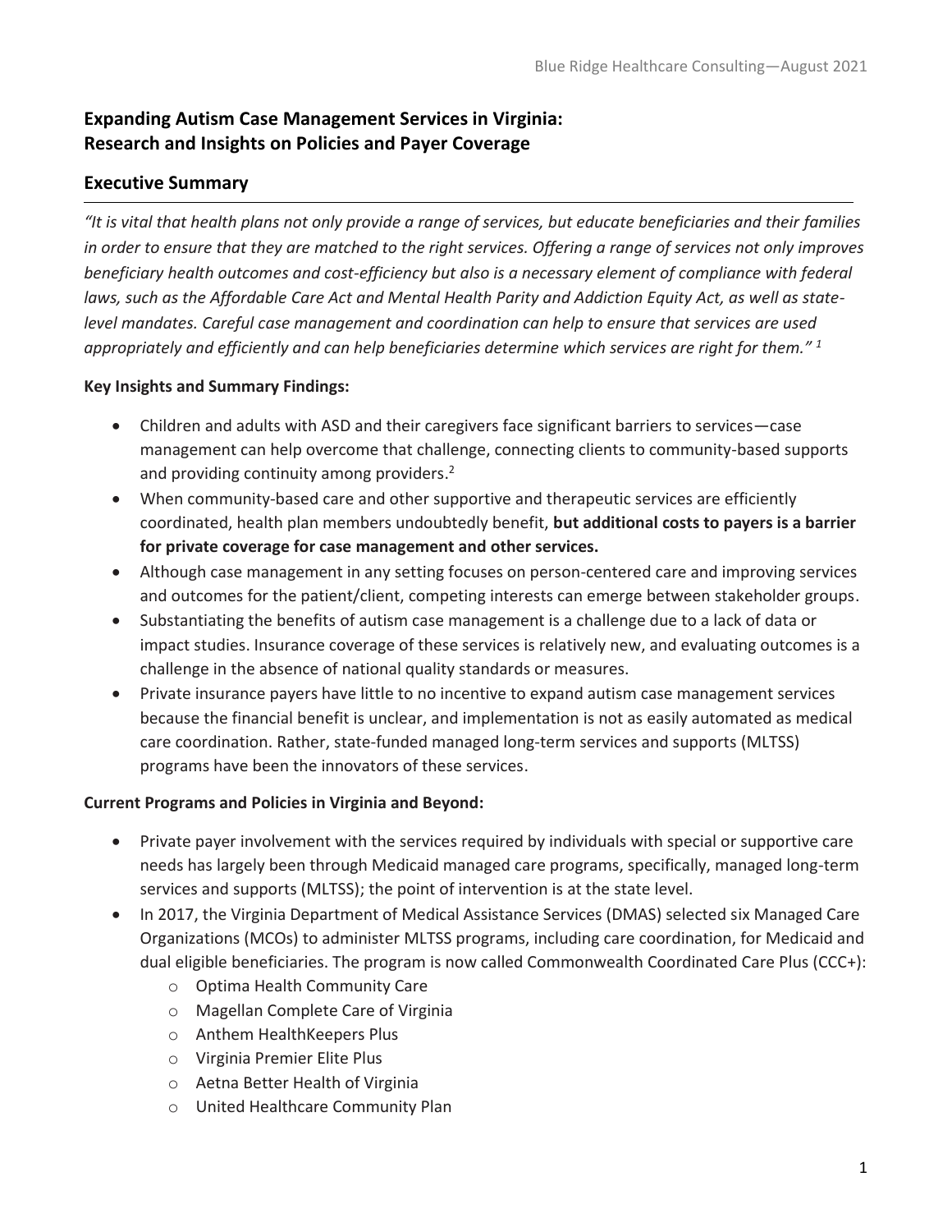# Expanding Autism Case Management Services in Virginia: Research and Insights on Policies and Payer Coverage

## Executive Summary

*"It is vital that health plans not only provide a range of services, but educate beneficiaries and their families in order to ensure that they are matched to the right services. Offering a range of services not only improves beneficiary health outcomes and cost-efficiency but also is a necessary element of compliance with federal laws, such as the Affordable Care Act and Mental Health Parity and Addiction Equity Act, as well as state-level mandates. Careful case management and coordination can help to ensure that services are used appropriately and efficiently and can help beneficiaries determine which services are right for them."* [1]

**Key Insights and Summary Findings:**

- Children and adults with ASD and their caregivers face significant barriers to services—case management can help overcome that challenge, connecting clients to community-based supports and providing continuity among providers.[2]
- When community-based care and other supportive and therapeutic services are efficiently coordinated, health plan members undoubtedly benefit, **but additional costs to payers is a barrier for private coverage for case management and other services.**
- Although case management in any setting focuses on person-centered care and improving services and outcomes for the patient/client, competing interests can emerge between stakeholder groups.
- Substantiating the benefits of autism case management is a challenge due to a lack of data or impact studies. Insurance coverage of these services is relatively new, and evaluating outcomes is a challenge in the absence of national quality standards or measures.
- Private insurance payers have little to no incentive to expand autism case management services because the financial benefit is unclear, and implementation is not as easily automated as medical care coordination. Rather, state-funded managed long-term services and supports (MLTSS) programs have been the innovators of these services.

**Current Programs and Policies in Virginia and Beyond:**

- Private payer involvement with the services required by individuals with special or supportive care needs has largely been through Medicaid managed care programs, specifically, managed long-term services and supports (MLTSS); the point of intervention is at the state level.
- In 2017, the Virginia Department of Medical Assistance Services (DMAS) selected six Managed Care Organizations (MCOs) to administer MLTSS programs, including care coordination, for Medicaid and dual eligible beneficiaries. The program is now called Commonwealth Coordinated Care Plus (CCC+):
  - Optima Health Community Care
  - Magellan Complete Care of Virginia
  - Anthem HealthKeepers Plus
  - Virginia Premier Elite Plus
  - Aetna Better Health of Virginia
  - United Healthcare Community Plan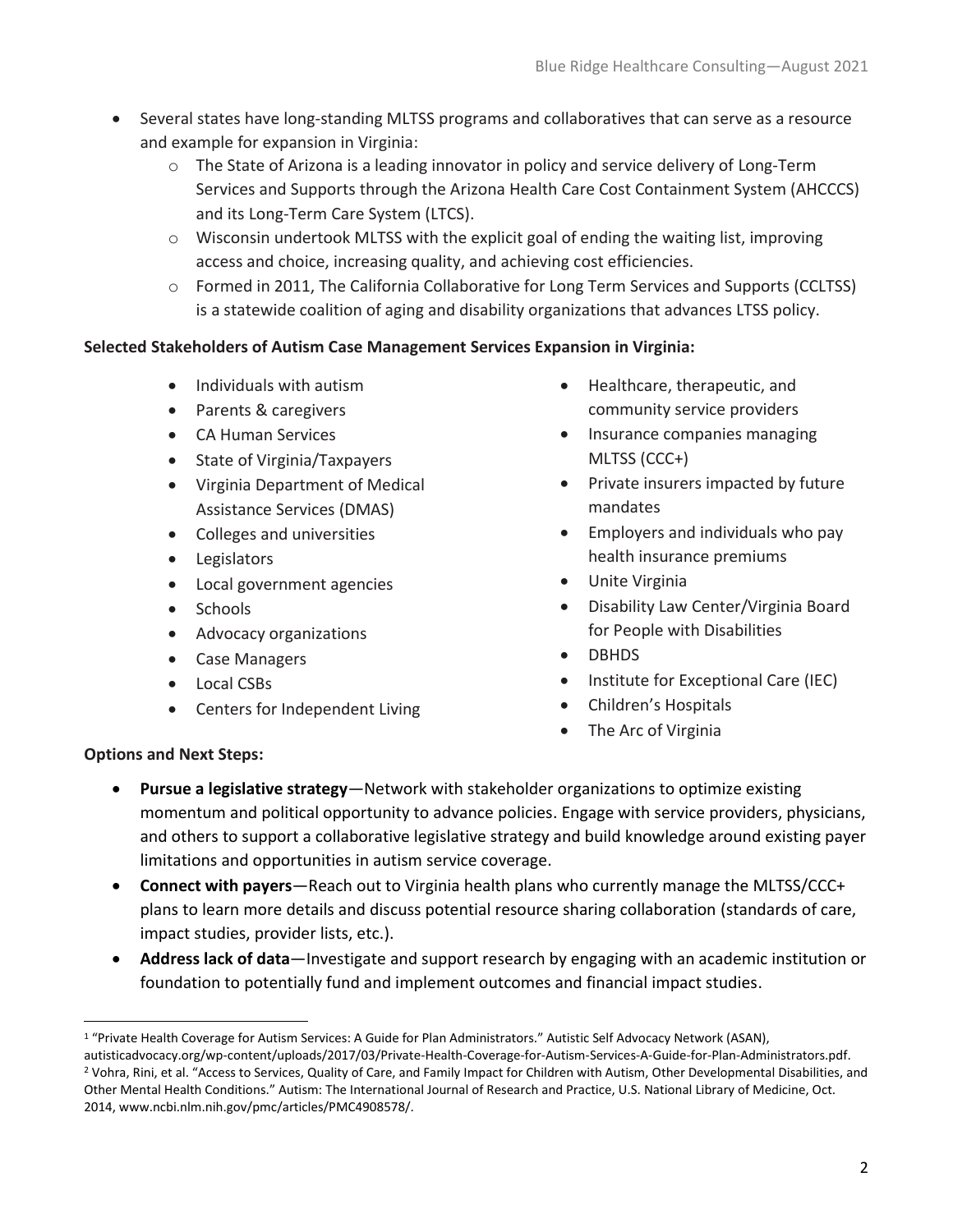- Several states have long-standing MLTSS programs and collaboratives that can serve as a resource and example for expansion in Virginia:
    - The State of Arizona is a leading innovator in policy and service delivery of Long-Term Services and Supports through the Arizona Health Care Cost Containment System (AHCCCS) and its Long-Term Care System (LTCS).
    - Wisconsin undertook MLTSS with the explicit goal of ending the waiting list, improving access and choice, increasing quality, and achieving cost efficiencies.
    - Formed in 2011, The California Collaborative for Long Term Services and Supports (CCLTSS) is a statewide coalition of aging and disability organizations that advances LTSS policy.

**Selected Stakeholders of Autism Case Management Services Expansion in Virginia:**

- Individuals with autism
- Parents & caregivers
- CA Human Services
- State of Virginia/Taxpayers
- Virginia Department of Medical Assistance Services (DMAS)
- Colleges and universities
- Legislators
- Local government agencies
- Schools
- Advocacy organizations
- Case Managers
- Local CSBs
- Centers for Independent Living
- Healthcare, therapeutic, and community service providers
- Insurance companies managing MLTSS (CCC+)
- Private insurers impacted by future mandates
- Employers and individuals who pay health insurance premiums
- Unite Virginia
- Disability Law Center/Virginia Board for People with Disabilities
- DBHDS
- Institute for Exceptional Care (IEC)
- Children's Hospitals
- The Arc of Virginia

**Options and Next Steps:**

- **Pursue a legislative strategy**—Network with stakeholder organizations to optimize existing momentum and political opportunity to advance policies. Engage with service providers, physicians, and others to support a collaborative legislative strategy and build knowledge around existing payer limitations and opportunities in autism service coverage.
- **Connect with payers**—Reach out to Virginia health plans who currently manage the MLTSS/CCC+ plans to learn more details and discuss potential resource sharing collaboration (standards of care, impact studies, provider lists, etc.).
- **Address lack of data**—Investigate and support research by engaging with an academic institution or foundation to potentially fund and implement outcomes and financial impact studies.

[1] "Private Health Coverage for Autism Services: A Guide for Plan Administrators." Autistic Self Advocacy Network (ASAN), autisticadvocacy.org/wp-content/uploads/2017/03/Private-Health-Coverage-for-Autism-Services-A-Guide-for-Plan-Administrators.pdf.

[2] Vohra, Rini, et al. "Access to Services, Quality of Care, and Family Impact for Children with Autism, Other Developmental Disabilities, and Other Mental Health Conditions." Autism: The International Journal of Research and Practice, U.S. National Library of Medicine, Oct. 2014, www.ncbi.nlm.nih.gov/pmc/articles/PMC4908578/.